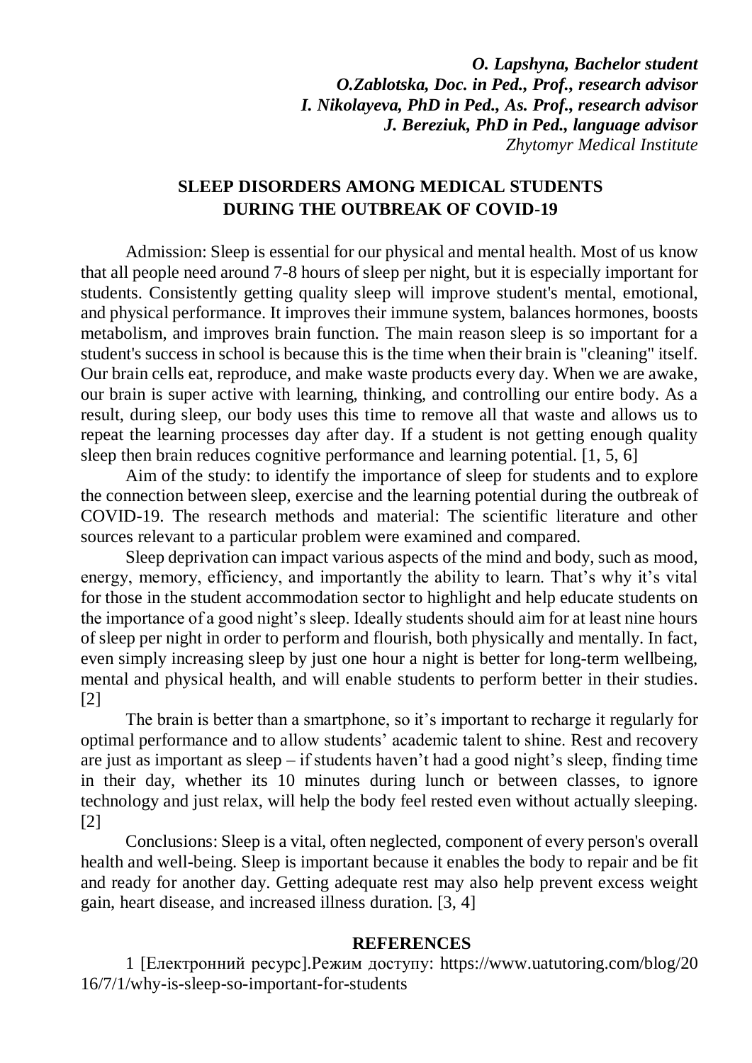***O. Lapshyna, Bachelor student***
***O.Zablotska, Doc. in Ped., Prof., research advisor***
***I. Nikolayeva, PhD in Ped., As. Prof., research advisor***
***J. Bereziuk, PhD in Ped., language advisor***
*Zhytomyr Medical Institute*

## SLEEP DISORDERS AMONG MEDICAL STUDENTS DURING THE OUTBREAK OF COVID-19

Admission: Sleep is essential for our physical and mental health. Most of us know that all people need around 7-8 hours of sleep per night, but it is especially important for students. Consistently getting quality sleep will improve student's mental, emotional, and physical performance. It improves their immune system, balances hormones, boosts metabolism, and improves brain function. The main reason sleep is so important for a student's success in school is because this is the time when their brain is "cleaning" itself. Our brain cells eat, reproduce, and make waste products every day. When we are awake, our brain is super active with learning, thinking, and controlling our entire body. As a result, during sleep, our body uses this time to remove all that waste and allows us to repeat the learning processes day after day. If a student is not getting enough quality sleep then brain reduces cognitive performance and learning potential. [1, 5, 6]

Aim of the study: to identify the importance of sleep for students and to explore the connection between sleep, exercise and the learning potential during the outbreak of COVID-19. The research methods and material: The scientific literature and other sources relevant to a particular problem were examined and compared.

Sleep deprivation can impact various aspects of the mind and body, such as mood, energy, memory, efficiency, and importantly the ability to learn. That's why it's vital for those in the student accommodation sector to highlight and help educate students on the importance of a good night's sleep. Ideally students should aim for at least nine hours of sleep per night in order to perform and flourish, both physically and mentally. In fact, even simply increasing sleep by just one hour a night is better for long-term wellbeing, mental and physical health, and will enable students to perform better in their studies. [2]

The brain is better than a smartphone, so it's important to recharge it regularly for optimal performance and to allow students' academic talent to shine. Rest and recovery are just as important as sleep – if students haven't had a good night's sleep, finding time in their day, whether its 10 minutes during lunch or between classes, to ignore technology and just relax, will help the body feel rested even without actually sleeping. [2]

Conclusions: Sleep is a vital, often neglected, component of every person's overall health and well-being. Sleep is important because it enables the body to repair and be fit and ready for another day. Getting adequate rest may also help prevent excess weight gain, heart disease, and increased illness duration. [3, 4]

### REFERENCES

1 [Електронний ресурс].Режим доступу: https://www.uatutoring.com/blog/2016/7/1/why-is-sleep-so-important-for-students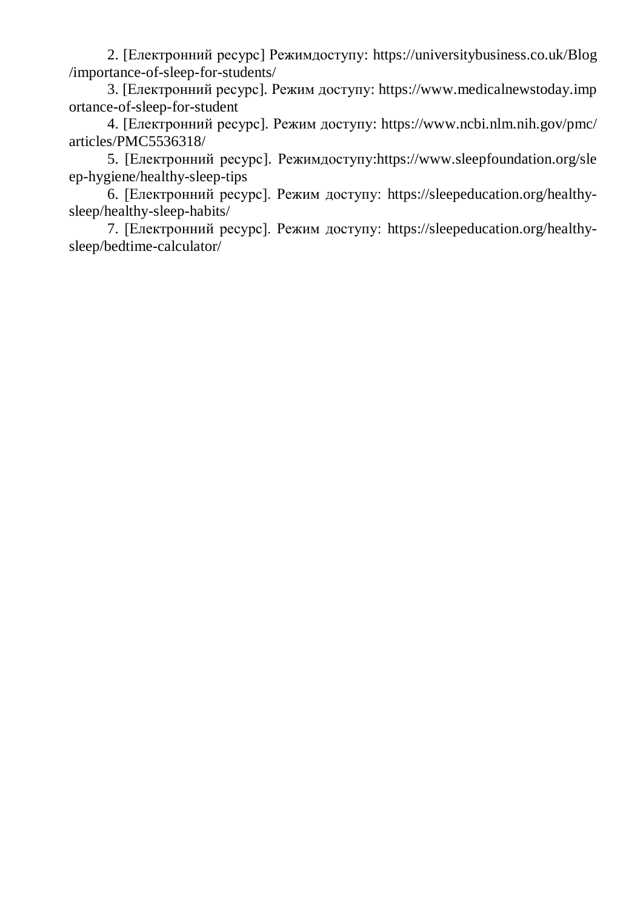2. [Електронний ресурс] Режимдоступу: https://universitybusiness.co.uk/Blog/importance-of-sleep-for-students/

3. [Електронний ресурс]. Режим доступу: https://www.medicalnewstoday.importance-of-sleep-for-student

4. [Електронний ресурс]. Режим доступу: https://www.ncbi.nlm.nih.gov/pmc/articles/PMC5536318/

5. [Електронний ресурс]. Режимдоступу:https://www.sleepfoundation.org/sleep-hygiene/healthy-sleep-tips

6. [Електронний ресурс]. Режим доступу: https://sleepeducation.org/healthy-sleep/healthy-sleep-habits/

7. [Електронний ресурс]. Режим доступу: https://sleepeducation.org/healthy-sleep/bedtime-calculator/